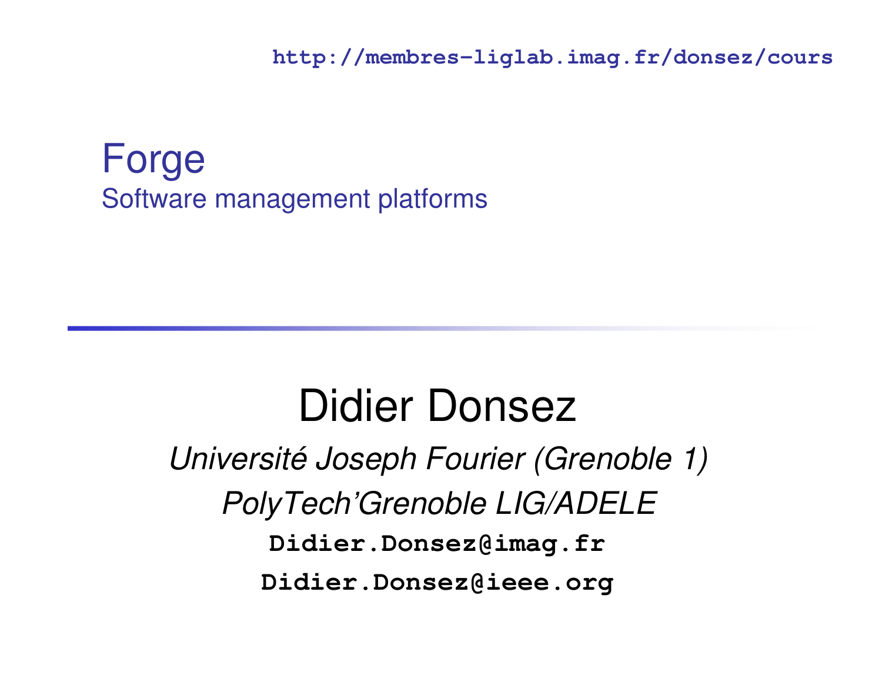http://membres-liglab.imag.fr/donsez/cours

# Forge

## Software management platforms

Didier Donsez

*Université Joseph Fourier (Grenoble 1)*

*PolyTech'Grenoble LIG/ADELE*

**Didier.Donsez@imag.fr**

**Didier.Donsez@ieee.org**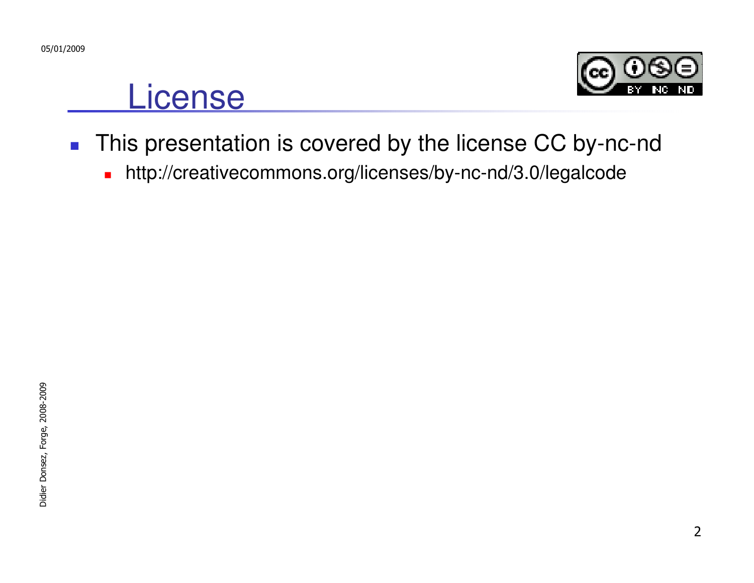# License

- This presentation is covered by the license CC by-nc-nd
  - http://creativecommons.org/licenses/by-nc-nd/3.0/legalcode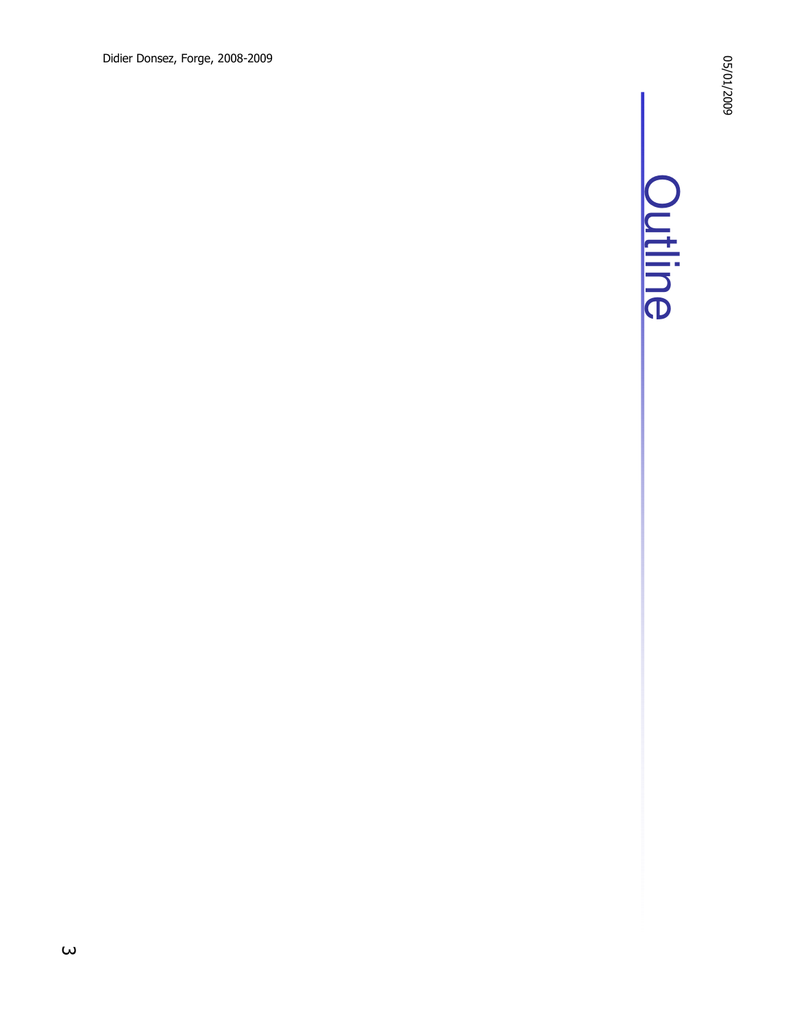# Outline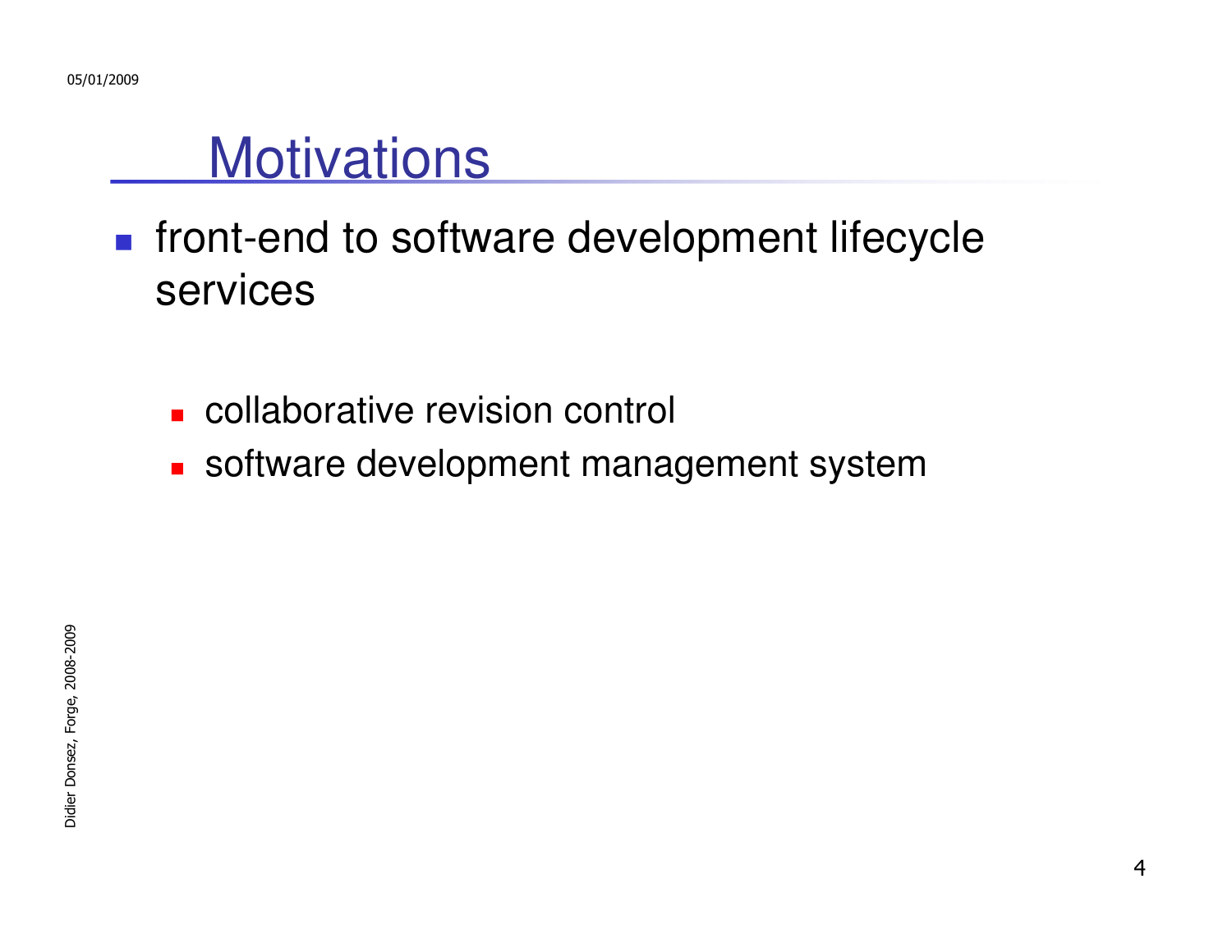# Motivations

- front-end to software development lifecycle services
  - collaborative revision control
  - software development management system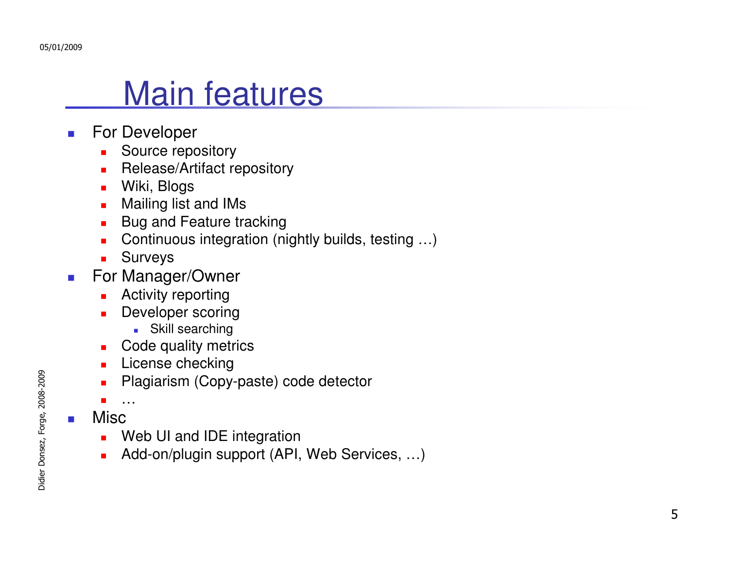# Main features

- For Developer
  - Source repository
  - Release/Artifact repository
  - Wiki, Blogs
  - Mailing list and IMs
  - Bug and Feature tracking
  - Continuous integration (nightly builds, testing …)
  - Surveys
- For Manager/Owner
  - Activity reporting
  - Developer scoring
    - Skill searching
  - Code quality metrics
  - License checking
  - Plagiarism (Copy-paste) code detector
  - …
- Misc
  - Web UI and IDE integration
  - Add-on/plugin support (API, Web Services, …)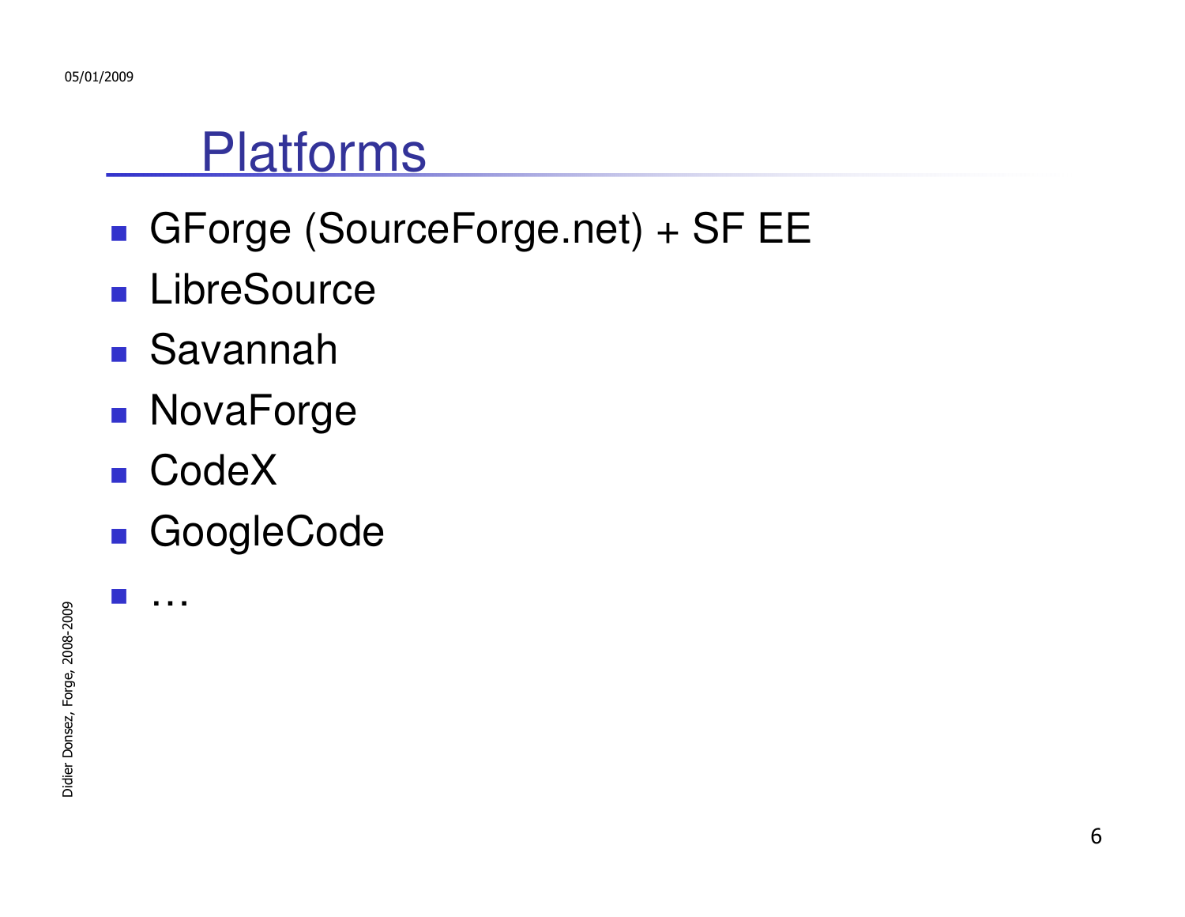# Platforms

- GForge (SourceForge.net) + SF EE
- LibreSource
- Savannah
- NovaForge
- CodeX
- GoogleCode
- …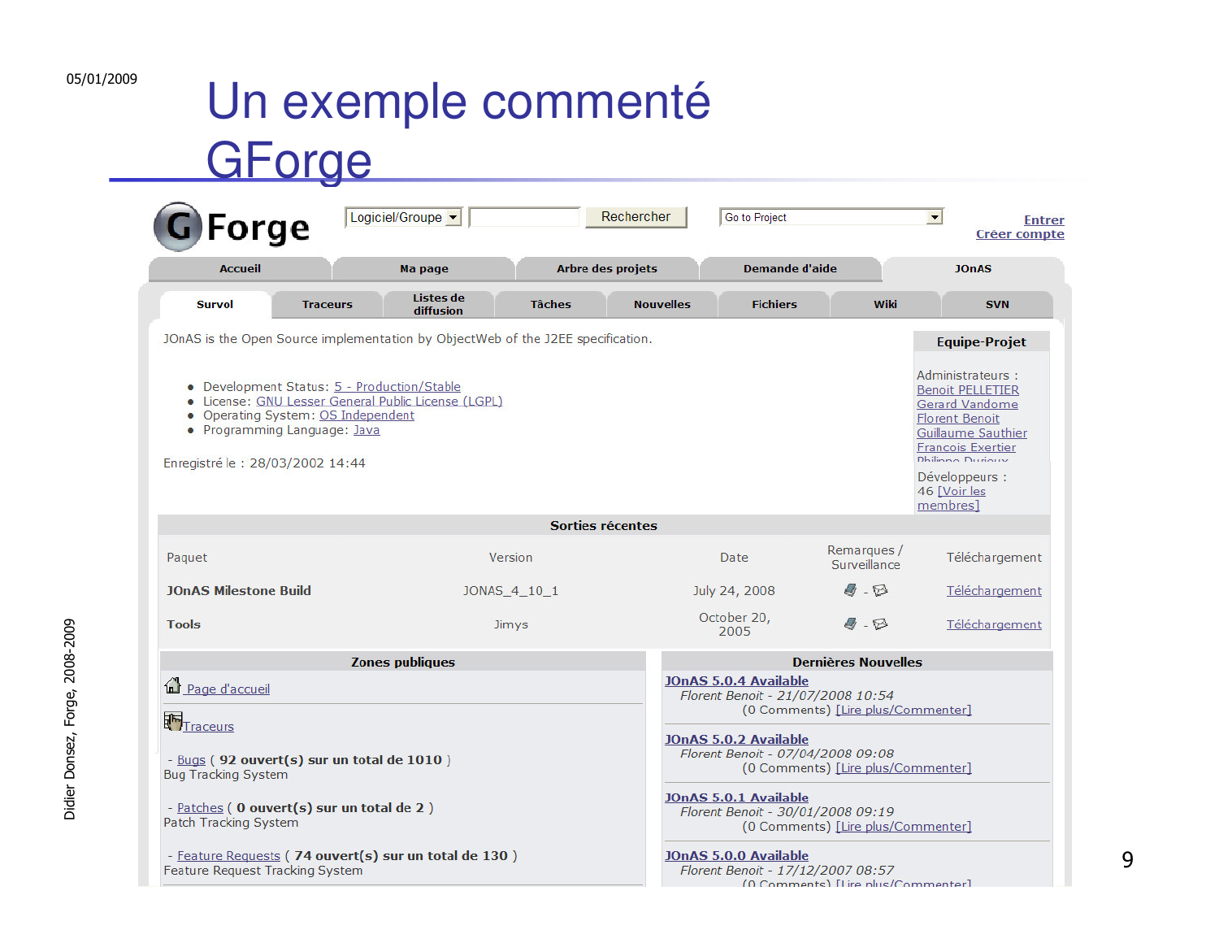# Un exemple commenté GForge

GForge

Logiciel/Groupe | Rechercher | Go to Project

Entrer
Créer compte

Accueil | Ma page | Arbre des projets | Demande d'aide | JOnAS

Survol | Traceurs | Listes de diffusion | Tâches | Nouvelles | Fichiers | Wiki | SVN

JOnAS is the Open Source implementation by ObjectWeb of the J2EE specification.

- Development Status: 5 - Production/Stable
- License: GNU Lesser General Public License (LGPL)
- Operating System: OS Independent
- Programming Language: Java

Enregistré le : 28/03/2002 14:44

**Equipe-Projet**

Administrateurs :
Benoit PELLETIER
Gerard Vandome
Florent Benoit
Guillaume Sauthier
Francois Exertier
Philippe Durieux

Développeurs :
46 [Voir les membres]

**Sorties récentes**

| Paquet | Version | Date | Remarques / Surveillance | Téléchargement |
|---|---|---|---|---|
| **JOnAS Milestone Build** | JONAS_4_10_1 | July 24, 2008 | - | Téléchargement |
| **Tools** | Jimys | October 20, 2005 | - | Téléchargement |

**Zones publiques**

Page d'accueil

Traceurs

- Bugs ( **92 ouvert(s) sur un total de 1010** )
Bug Tracking System

- Patches ( **0 ouvert(s) sur un total de 2** )
Patch Tracking System

- Feature Requests ( **74 ouvert(s) sur un total de 130** )
Feature Request Tracking System

**Dernières Nouvelles**

**JOnAS 5.0.4 Available**
*Florent Benoit - 21/07/2008 10:54*
(0 Comments) [Lire plus/Commenter]

**JOnAS 5.0.2 Available**
*Florent Benoit - 07/04/2008 09:08*
(0 Comments) [Lire plus/Commenter]

**JOnAS 5.0.1 Available**
*Florent Benoit - 30/01/2008 09:19*
(0 Comments) [Lire plus/Commenter]

**JOnAS 5.0.0 Available**
*Florent Benoit - 17/12/2007 08:57*
(0 Comments) [Lire plus/Commenter]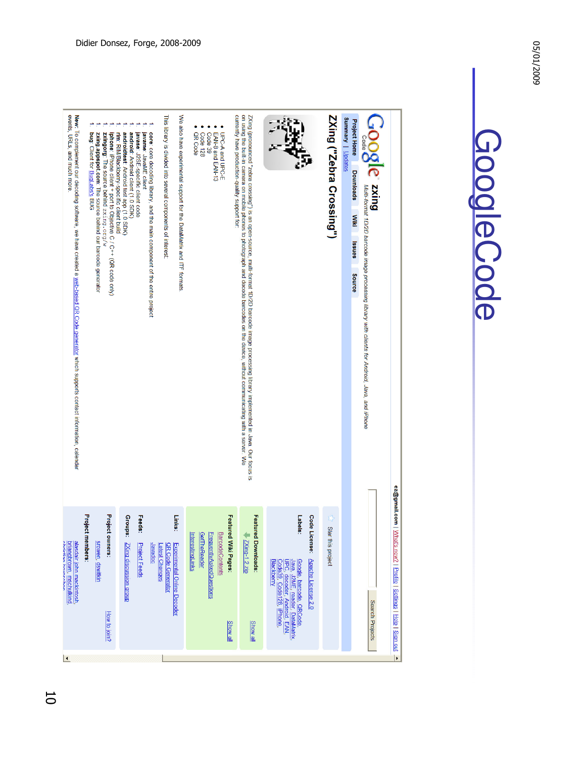# GoogleCode

## ZXing ("Zebra Crossing")

**zxing**

*Multi-format 1D/2D barcode image processing library with clients for Android, Java, and iPhone*

Project Home | Downloads | Wiki | Issues | Source

Summary | Updates

ZXing (pronounced "zebra crossing") is an open-source, multi-format 1D/2D barcode image processing library implemented in Java. Our focus is on using the built-in camera on mobile phones to photograph and decode barcodes on the device, without communicating with a server. We currently have production-quality support for:

- UPC-A and UPC-E
- EAN-8 and EAN-13
- Code 39
- Code 128
- QR Code

We also have experimental support for the DataMatrix and ITF formats.

This library is divided into several components of interest:

1. **core**: core decoding library, and the main component of the entire project
1. **javame**: JavaME client
1. **javase**: J2SE-specific client code
1. **android**: Android client (1.0 SDK)
1. **androidtest**: Android test app (1.0 SDK)
1. **rim**: RIM/Blackberry-specific client build
1. **iphone**: iPhone client + port to Objective C / C++ (QR code only)
1. **zxingorg**: The source behind zxing.org/w
1. **zxing.appspot.com**: The source behind our barcode generator
1. **bug**: Client for BugLabs's BUG

**New**: To complement our decoding software, we have created a web-based QR Code generator which supports contact information, calendar events, URLs, and much more.

Star this project

**Code License**: Apache License 2.0

**Labels**: Google, barcode, QRCode, Java, J2ME, reader, DataMatrix, UPC, decoder, Android, EAN, Code39, Code128, iPhone, Blackberry

**Featured Downloads**: ZXing-1.2.zip — Show all

**Featured Wiki Pages**: BarcodeContents, FrequentlyAskedQuestions, GetTheReader, InterestingLinks — Show all

**Links**: Experimental Online Decoder, QR Code Generator, Latest Changes, Javadoc

**Feeds**: Project Feeds

**Groups**: ZXing discussion group

**Project owners**: srowen, dswitkin — How to join?

**Project members**: alasdair.john.mackintosh, briangbrown, mschulkind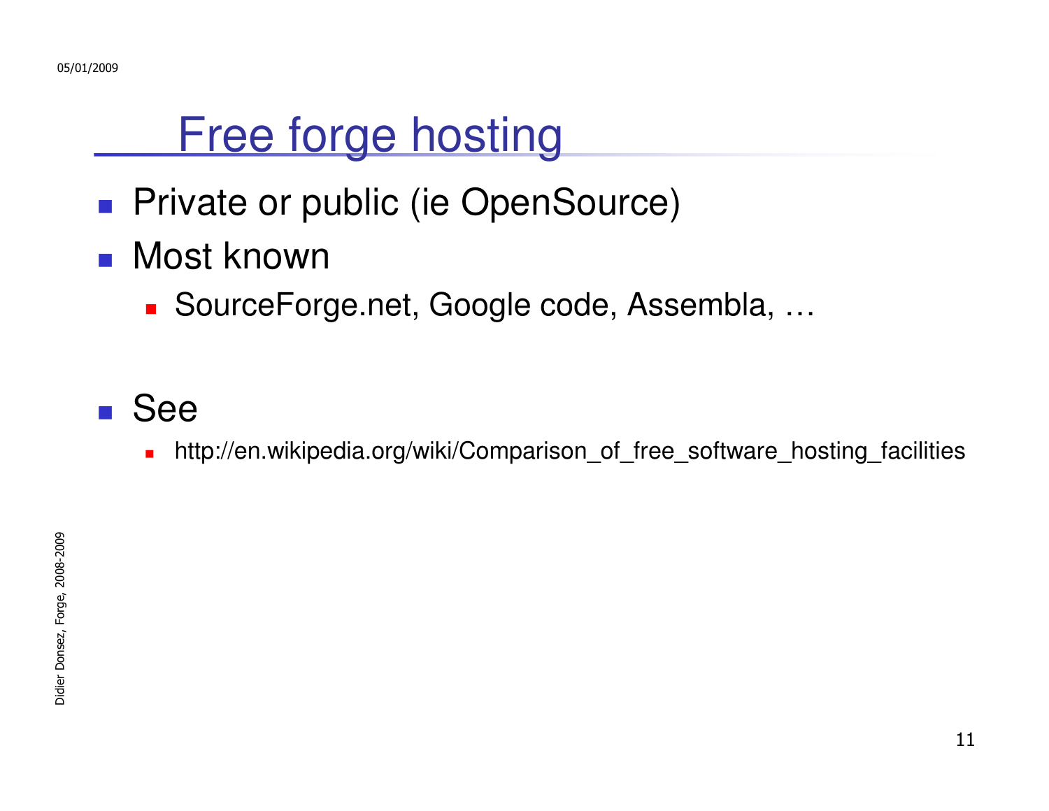# Free forge hosting

- Private or public (ie OpenSource)
- Most known
  - SourceForge.net, Google code, Assembla, …
- See
  - http://en.wikipedia.org/wiki/Comparison_of_free_software_hosting_facilities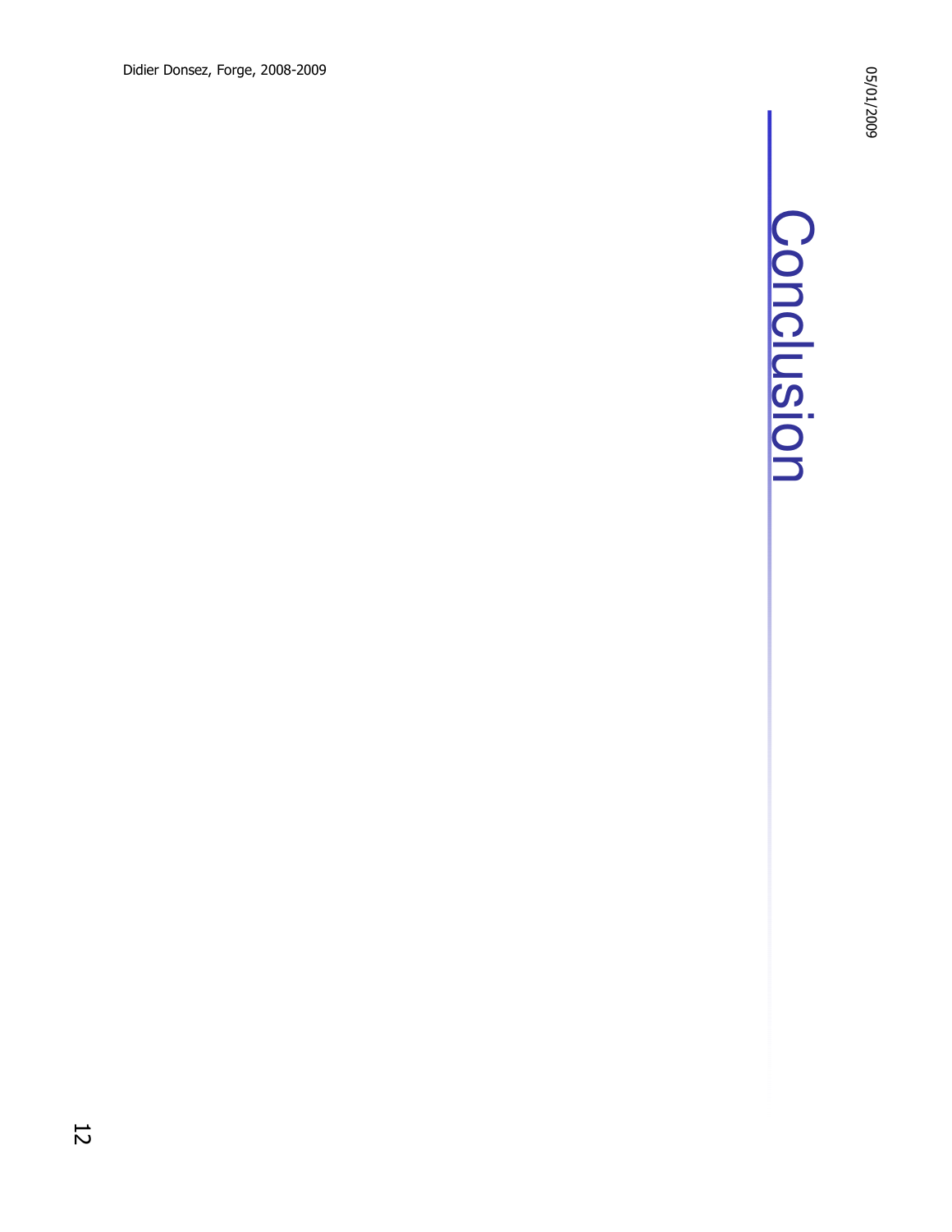# Conclusion